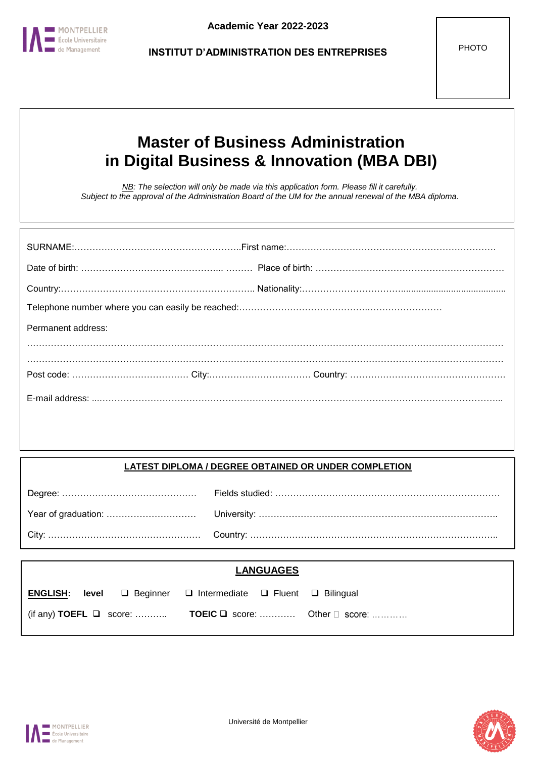Academic Year 2022-2023

INSTITUT D'ADMINISTRATION DES ENTREPRISES

PHOTO

# Master of Business Administration in Digital Business & Innovation (MBA DBI)

*NB: The selection will only be made via this application form. Please fill it carefully.*
*Subject to the approval of the Administration Board of the UM for the annual renewal of the MBA diploma.*

SURNAME:……………………………………………….. First name:……………………………………………………………

Date of birth: ……………………………………….. ……… Place of birth: ……………………………………………………

Country:……………………………………………………….. Nationality:…………………………..........................................

Telephone number where you can easily be reached:……………………………………..……………………

Permanent address:

……………………………………………………………………………………………………………………………………

……………………………………………………………………………………………………………………………………

Post code: ………………………………… City:……………………………. Country: ……………………………………………

E-mail address: ...……………………………………………………………………………………………………………..

## LATEST DIPLOMA / DEGREE OBTAINED OR UNDER COMPLETION

Degree: ……………………………………… Fields studied: …………………………………………………………………

Year of graduation: ………………………… University: ……………………………………………………………………….

City: …………………………………………… Country: ………………………………………………………………………..

## LANGUAGES

**ENGLISH:** **level** ❑ Beginner ❑ Intermediate ❑ Fluent ❑ Bilingual

(if any) **TOEFL** ❑ score: ……….. **TOEIC** ❑ score: ………… Other ☐ score: …………

Université de Montpellier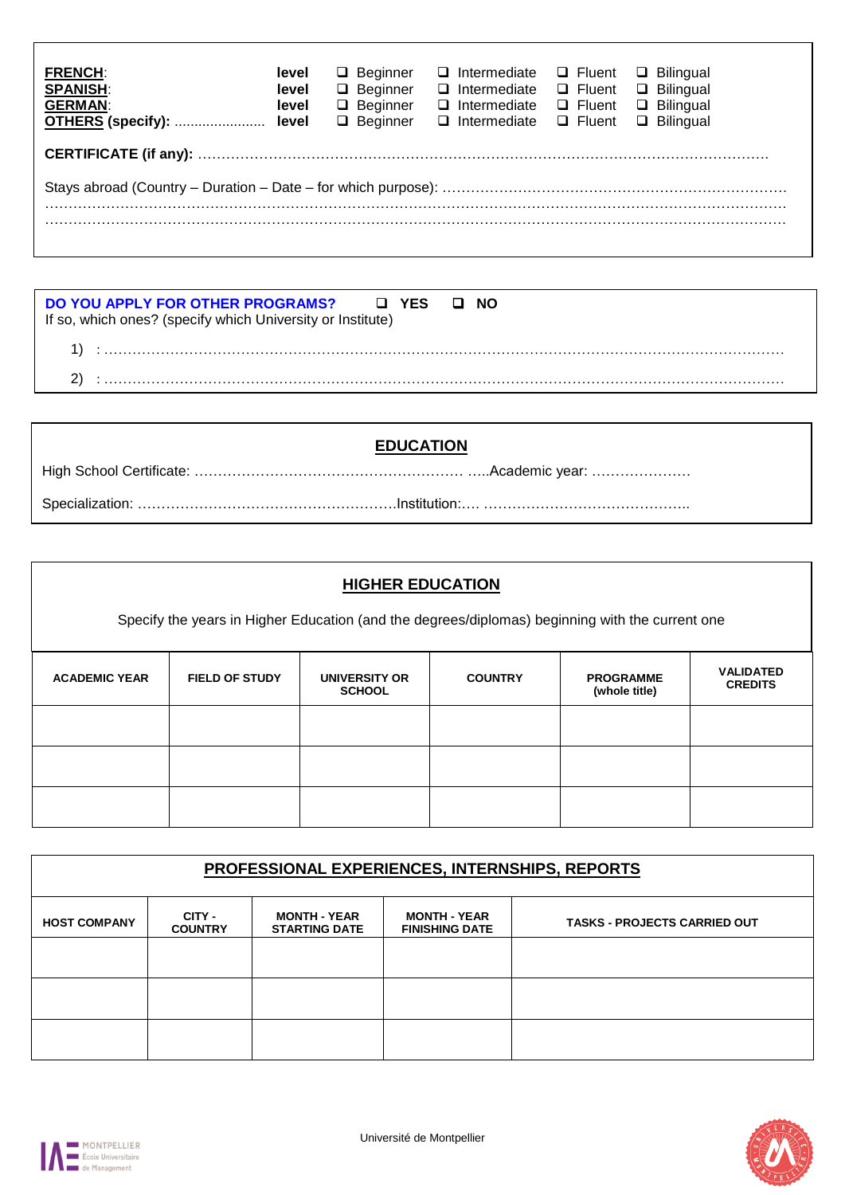**FRENCH**: level ❑ Beginner ❑ Intermediate ❑ Fluent ❑ Bilingual
**SPANISH**: level ❑ Beginner ❑ Intermediate ❑ Fluent ❑ Bilingual
**GERMAN**: level ❑ Beginner ❑ Intermediate ❑ Fluent ❑ Bilingual
**OTHERS (specify):** ...................... **level** ❑ Beginner ❑ Intermediate ❑ Fluent ❑ Bilingual

**CERTIFICATE (if any):** ……………………………………………………………………………………………………………

Stays abroad (Country – Duration – Date – for which purpose): ………………………………………………………………
……………………………………………………………………………………………………………………………………………
……………………………………………………………………………………………………………………………………………

**DO YOU APPLY FOR OTHER PROGRAMS?** ❑ **YES** ❑ **NO**
If so, which ones? (specify which University or Institute)

1) : …………………………………………………………………………………………………………………………………

2) : …………………………………………………………………………………………………………………………………

## EDUCATION

High School Certificate: ………………………………………………… …..Academic year: …………………

Specialization: ……………………………………………….Institution:…. ……………………………………..

## HIGHER EDUCATION

Specify the years in Higher Education (and the degrees/diplomas) beginning with the current one

| ACADEMIC YEAR | FIELD OF STUDY | UNIVERSITY OR SCHOOL | COUNTRY | PROGRAMME (whole title) | VALIDATED CREDITS |
|---|---|---|---|---|---|
| | | | | | |
| | | | | | |
| | | | | | |

## PROFESSIONAL EXPERIENCES, INTERNSHIPS, REPORTS

| HOST COMPANY | CITY - COUNTRY | MONTH - YEAR STARTING DATE | MONTH - YEAR FINISHING DATE | TASKS - PROJECTS CARRIED OUT |
|---|---|---|---|---|
| | | | | |
| | | | | |
| | | | | |

Université de Montpellier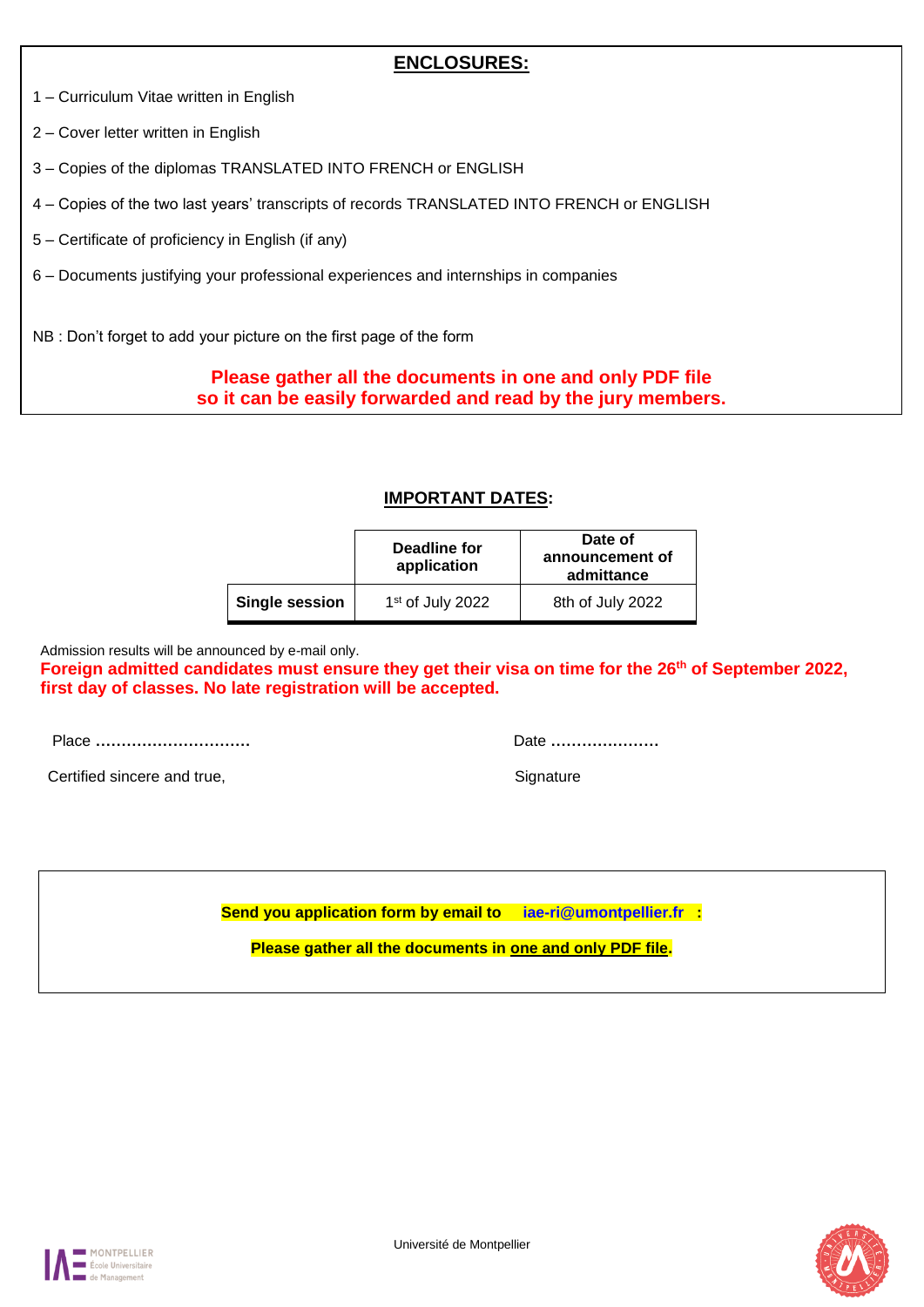## ENCLOSURES:

1 – Curriculum Vitae written in English

2 – Cover letter written in English

3 – Copies of the diplomas TRANSLATED INTO FRENCH or ENGLISH

4 – Copies of the two last years' transcripts of records TRANSLATED INTO FRENCH or ENGLISH

5 – Certificate of proficiency in English (if any)

6 – Documents justifying your professional experiences and internships in companies

NB : Don't forget to add your picture on the first page of the form

**Please gather all the documents in one and only PDF file so it can be easily forwarded and read by the jury members.**

## IMPORTANT DATES:

| | Deadline for application | Date of announcement of admittance |
|---|---|---|
| **Single session** | 1st of July 2022 | 8th of July 2022 |

Admission results will be announced by e-mail only.

**Foreign admitted candidates must ensure they get their visa on time for the 26th of September 2022, first day of classes. No late registration will be accepted.**

Place ..............................

Date .....................

Certified sincere and true,

Signature

**Send you application form by email to iae-ri@umontpellier.fr :**

**Please gather all the documents in one and only PDF file.**